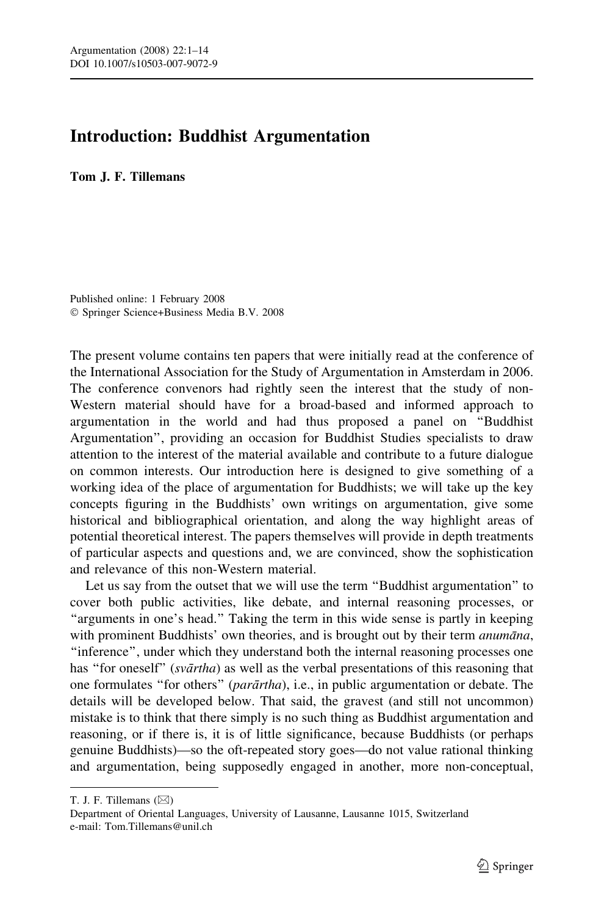# Introduction: Buddhist Argumentation

**Tom J. F. Tillemans**

Published online: 1 February 2008
© Springer Science+Business Media B.V. 2008

The present volume contains ten papers that were initially read at the conference of the International Association for the Study of Argumentation in Amsterdam in 2006. The conference convenors had rightly seen the interest that the study of non-Western material should have for a broad-based and informed approach to argumentation in the world and had thus proposed a panel on "Buddhist Argumentation", providing an occasion for Buddhist Studies specialists to draw attention to the interest of the material available and contribute to a future dialogue on common interests. Our introduction here is designed to give something of a working idea of the place of argumentation for Buddhists; we will take up the key concepts figuring in the Buddhists' own writings on argumentation, give some historical and bibliographical orientation, and along the way highlight areas of potential theoretical interest. The papers themselves will provide in depth treatments of particular aspects and questions and, we are convinced, show the sophistication and relevance of this non-Western material.

Let us say from the outset that we will use the term "Buddhist argumentation" to cover both public activities, like debate, and internal reasoning processes, or "arguments in one's head." Taking the term in this wide sense is partly in keeping with prominent Buddhists' own theories, and is brought out by their term *anumāna*, "inference", under which they understand both the internal reasoning processes one has "for oneself" (*svārtha*) as well as the verbal presentations of this reasoning that one formulates "for others" (*parārtha*), i.e., in public argumentation or debate. The details will be developed below. That said, the gravest (and still not uncommon) mistake is to think that there simply is no such thing as Buddhist argumentation and reasoning, or if there is, it is of little significance, because Buddhists (or perhaps genuine Buddhists)—so the oft-repeated story goes—do not value rational thinking and argumentation, being supposedly engaged in another, more non-conceptual,

T. J. F. Tillemans (✉)
Department of Oriental Languages, University of Lausanne, Lausanne 1015, Switzerland
e-mail: Tom.Tillemans@unil.ch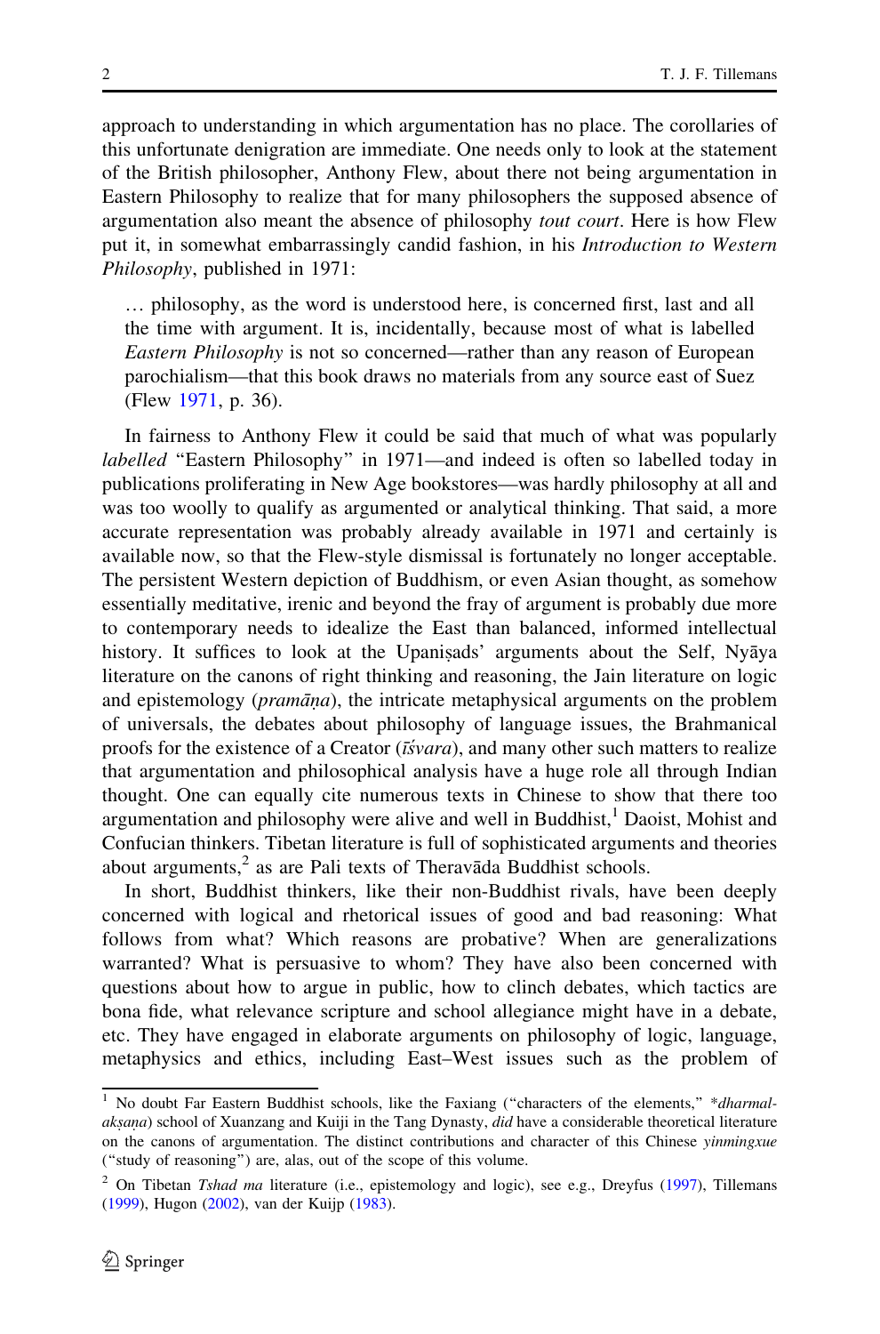approach to understanding in which argumentation has no place. The corollaries of this unfortunate denigration are immediate. One needs only to look at the statement of the British philosopher, Anthony Flew, about there not being argumentation in Eastern Philosophy to realize that for many philosophers the supposed absence of argumentation also meant the absence of philosophy *tout court*. Here is how Flew put it, in somewhat embarrassingly candid fashion, in his *Introduction to Western Philosophy*, published in 1971:

> … philosophy, as the word is understood here, is concerned first, last and all the time with argument. It is, incidentally, because most of what is labelled *Eastern Philosophy* is not so concerned—rather than any reason of European parochialism—that this book draws no materials from any source east of Suez (Flew 1971, p. 36).

In fairness to Anthony Flew it could be said that much of what was popularly *labelled* "Eastern Philosophy" in 1971—and indeed is often so labelled today in publications proliferating in New Age bookstores—was hardly philosophy at all and was too woolly to qualify as argumented or analytical thinking. That said, a more accurate representation was probably already available in 1971 and certainly is available now, so that the Flew-style dismissal is fortunately no longer acceptable. The persistent Western depiction of Buddhism, or even Asian thought, as somehow essentially meditative, irenic and beyond the fray of argument is probably due more to contemporary needs to idealize the East than balanced, informed intellectual history. It suffices to look at the Upaniṣads' arguments about the Self, Nyāya literature on the canons of right thinking and reasoning, the Jain literature on logic and epistemology (*pramāṇa*), the intricate metaphysical arguments on the problem of universals, the debates about philosophy of language issues, the Brahmanical proofs for the existence of a Creator (*īśvara*), and many other such matters to realize that argumentation and philosophical analysis have a huge role all through Indian thought. One can equally cite numerous texts in Chinese to show that there too argumentation and philosophy were alive and well in Buddhist,[1] Daoist, Mohist and Confucian thinkers. Tibetan literature is full of sophisticated arguments and theories about arguments,[2] as are Pali texts of Theravāda Buddhist schools.

In short, Buddhist thinkers, like their non-Buddhist rivals, have been deeply concerned with logical and rhetorical issues of good and bad reasoning: What follows from what? Which reasons are probative? When are generalizations warranted? What is persuasive to whom? They have also been concerned with questions about how to argue in public, how to clinch debates, which tactics are bona fide, what relevance scripture and school allegiance might have in a debate, etc. They have engaged in elaborate arguments on philosophy of logic, language, metaphysics and ethics, including East–West issues such as the problem of

---

[1] No doubt Far Eastern Buddhist schools, like the Faxiang ("characters of the elements," **dharmalakṣaṇa*) school of Xuanzang and Kuiji in the Tang Dynasty, *did* have a considerable theoretical literature on the canons of argumentation. The distinct contributions and character of this Chinese *yinmingxue* ("study of reasoning") are, alas, out of the scope of this volume.

[2] On Tibetan *Tshad ma* literature (i.e., epistemology and logic), see e.g., Dreyfus (1997), Tillemans (1999), Hugon (2002), van der Kuijp (1983).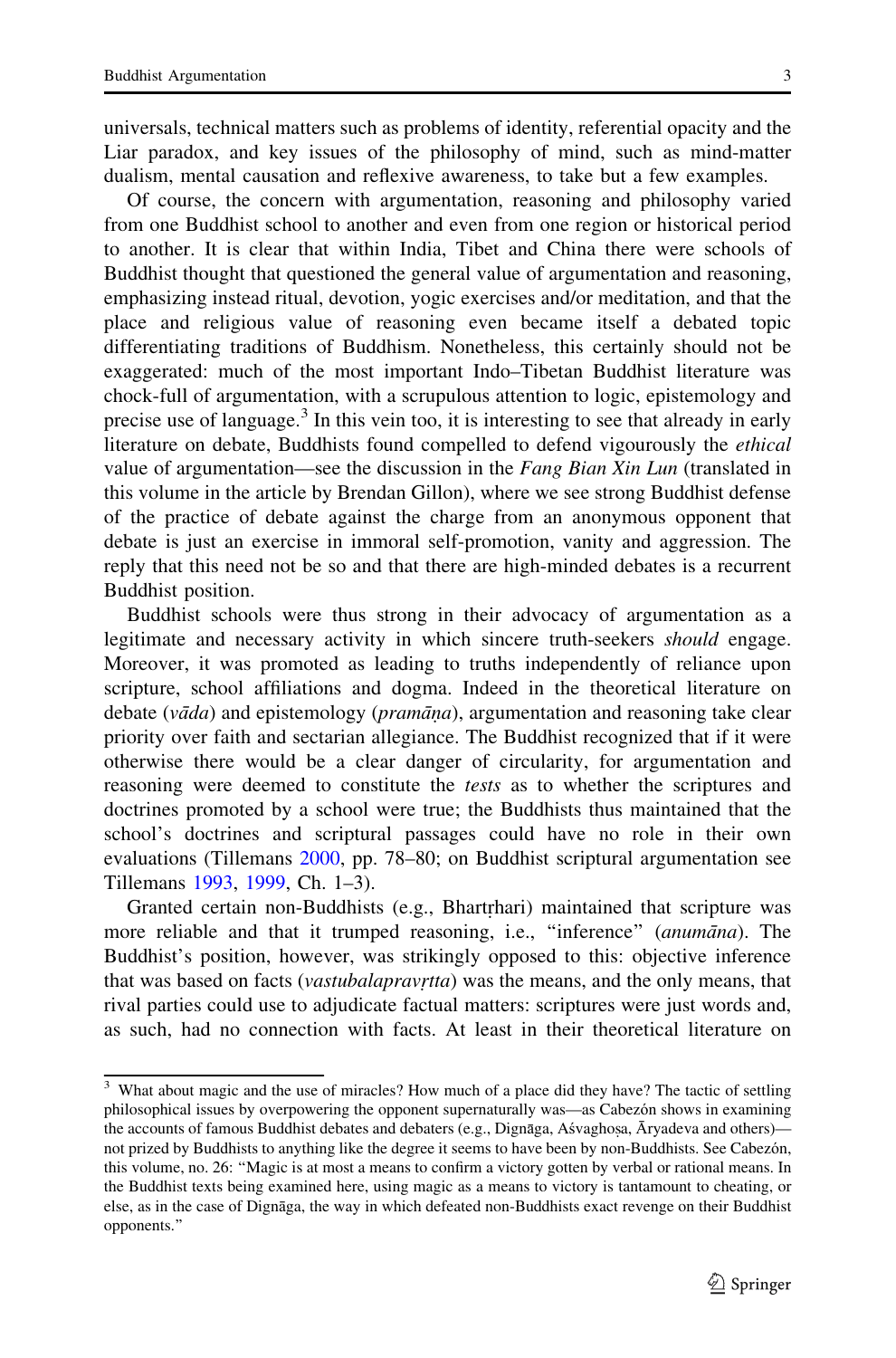universals, technical matters such as problems of identity, referential opacity and the Liar paradox, and key issues of the philosophy of mind, such as mind-matter dualism, mental causation and reflexive awareness, to take but a few examples.

Of course, the concern with argumentation, reasoning and philosophy varied from one Buddhist school to another and even from one region or historical period to another. It is clear that within India, Tibet and China there were schools of Buddhist thought that questioned the general value of argumentation and reasoning, emphasizing instead ritual, devotion, yogic exercises and/or meditation, and that the place and religious value of reasoning even became itself a debated topic differentiating traditions of Buddhism. Nonetheless, this certainly should not be exaggerated: much of the most important Indo–Tibetan Buddhist literature was chock-full of argumentation, with a scrupulous attention to logic, epistemology and precise use of language.[3] In this vein too, it is interesting to see that already in early literature on debate, Buddhists found compelled to defend vigourously the *ethical* value of argumentation—see the discussion in the *Fang Bian Xin Lun* (translated in this volume in the article by Brendan Gillon), where we see strong Buddhist defense of the practice of debate against the charge from an anonymous opponent that debate is just an exercise in immoral self-promotion, vanity and aggression. The reply that this need not be so and that there are high-minded debates is a recurrent Buddhist position.

Buddhist schools were thus strong in their advocacy of argumentation as a legitimate and necessary activity in which sincere truth-seekers *should* engage. Moreover, it was promoted as leading to truths independently of reliance upon scripture, school affiliations and dogma. Indeed in the theoretical literature on debate (*vāda*) and epistemology (*pramāṇa*), argumentation and reasoning take clear priority over faith and sectarian allegiance. The Buddhist recognized that if it were otherwise there would be a clear danger of circularity, for argumentation and reasoning were deemed to constitute the *tests* as to whether the scriptures and doctrines promoted by a school were true; the Buddhists thus maintained that the school's doctrines and scriptural passages could have no role in their own evaluations (Tillemans 2000, pp. 78–80; on Buddhist scriptural argumentation see Tillemans 1993, 1999, Ch. 1–3).

Granted certain non-Buddhists (e.g., Bhartṛhari) maintained that scripture was more reliable and that it trumped reasoning, i.e., "inference" (*anumāna*). The Buddhist's position, however, was strikingly opposed to this: objective inference that was based on facts (*vastubalapravṛtta*) was the means, and the only means, that rival parties could use to adjudicate factual matters: scriptures were just words and, as such, had no connection with facts. At least in their theoretical literature on

[3] What about magic and the use of miracles? How much of a place did they have? The tactic of settling philosophical issues by overpowering the opponent supernaturally was—as Cabezón shows in examining the accounts of famous Buddhist debates and debaters (e.g., Dignāga, Aśvaghoṣa, Āryadeva and others)—not prized by Buddhists to anything like the degree it seems to have been by non-Buddhists. See Cabezón, this volume, no. 26: "Magic is at most a means to confirm a victory gotten by verbal or rational means. In the Buddhist texts being examined here, using magic as a means to victory is tantamount to cheating, or else, as in the case of Dignāga, the way in which defeated non-Buddhists exact revenge on their Buddhist opponents."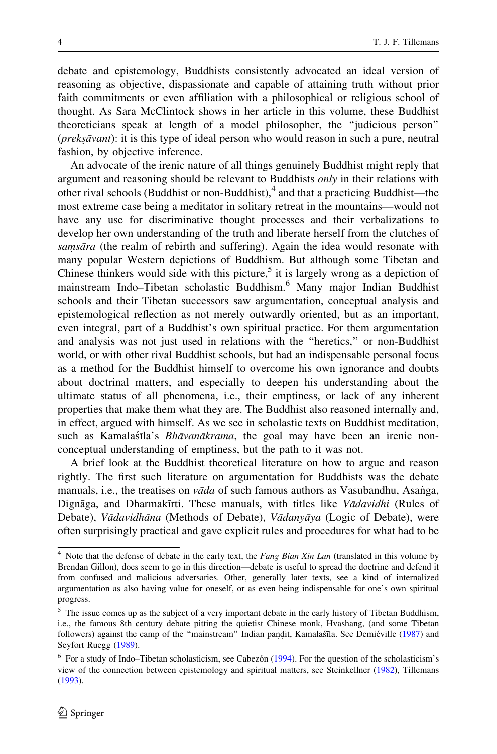debate and epistemology, Buddhists consistently advocated an ideal version of reasoning as objective, dispassionate and capable of attaining truth without prior faith commitments or even affiliation with a philosophical or religious school of thought. As Sara McClintock shows in her article in this volume, these Buddhist theoreticians speak at length of a model philosopher, the "judicious person" (*prekṣāvant*): it is this type of ideal person who would reason in such a pure, neutral fashion, by objective inference.

An advocate of the irenic nature of all things genuinely Buddhist might reply that argument and reasoning should be relevant to Buddhists *only* in their relations with other rival schools (Buddhist or non-Buddhist),[4] and that a practicing Buddhist—the most extreme case being a meditator in solitary retreat in the mountains—would not have any use for discriminative thought processes and their verbalizations to develop her own understanding of the truth and liberate herself from the clutches of *saṃsāra* (the realm of rebirth and suffering). Again the idea would resonate with many popular Western depictions of Buddhism. But although some Tibetan and Chinese thinkers would side with this picture,[5] it is largely wrong as a depiction of mainstream Indo–Tibetan scholastic Buddhism.[6] Many major Indian Buddhist schools and their Tibetan successors saw argumentation, conceptual analysis and epistemological reflection as not merely outwardly oriented, but as an important, even integral, part of a Buddhist's own spiritual practice. For them argumentation and analysis was not just used in relations with the "heretics," or non-Buddhist world, or with other rival Buddhist schools, but had an indispensable personal focus as a method for the Buddhist himself to overcome his own ignorance and doubts about doctrinal matters, and especially to deepen his understanding about the ultimate status of all phenomena, i.e., their emptiness, or lack of any inherent properties that make them what they are. The Buddhist also reasoned internally and, in effect, argued with himself. As we see in scholastic texts on Buddhist meditation, such as Kamalaśīla's *Bhāvanākrama*, the goal may have been an irenic non-conceptual understanding of emptiness, but the path to it was not.

A brief look at the Buddhist theoretical literature on how to argue and reason rightly. The first such literature on argumentation for Buddhists was the debate manuals, i.e., the treatises on *vāda* of such famous authors as Vasubandhu, Asaṅga, Dignāga, and Dharmakīrti. These manuals, with titles like *Vādavidhi* (Rules of Debate), *Vādavidhāna* (Methods of Debate), *Vādanyāya* (Logic of Debate), were often surprisingly practical and gave explicit rules and procedures for what had to be

---

[4] Note that the defense of debate in the early text, the *Fang Bian Xin Lun* (translated in this volume by Brendan Gillon), does seem to go in this direction—debate is useful to spread the doctrine and defend it from confused and malicious adversaries. Other, generally later texts, see a kind of internalized argumentation as also having value for oneself, or as even being indispensable for one's own spiritual progress.

[5] The issue comes up as the subject of a very important debate in the early history of Tibetan Buddhism, i.e., the famous 8th century debate pitting the quietist Chinese monk, Hvashang, (and some Tibetan followers) against the camp of the "mainstream" Indian paṇḍit, Kamalaśīla. See Demiéville (1987) and Seyfort Ruegg (1989).

[6] For a study of Indo–Tibetan scholasticism, see Cabezón (1994). For the question of the scholasticism's view of the connection between epistemology and spiritual matters, see Steinkellner (1982), Tillemans (1993).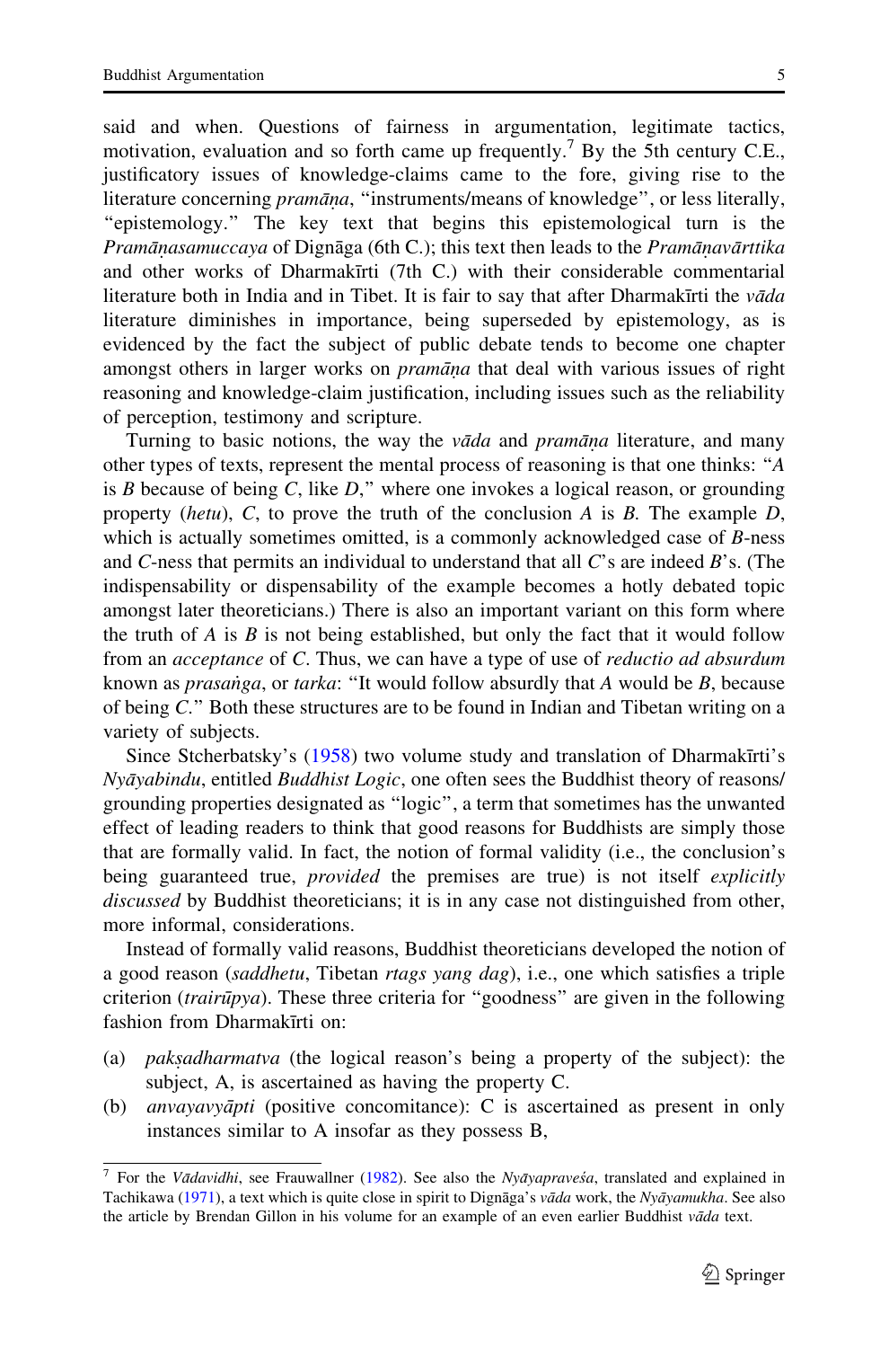said and when. Questions of fairness in argumentation, legitimate tactics, motivation, evaluation and so forth came up frequently.[7] By the 5th century C.E., justificatory issues of knowledge-claims came to the fore, giving rise to the literature concerning *pramāṇa*, "instruments/means of knowledge", or less literally, "epistemology." The key text that begins this epistemological turn is the *Pramāṇasamuccaya* of Dignāga (6th C.); this text then leads to the *Pramāṇavārttika* and other works of Dharmakīrti (7th C.) with their considerable commentarial literature both in India and in Tibet. It is fair to say that after Dharmakīrti the *vāda* literature diminishes in importance, being superseded by epistemology, as is evidenced by the fact the subject of public debate tends to become one chapter amongst others in larger works on *pramāṇa* that deal with various issues of right reasoning and knowledge-claim justification, including issues such as the reliability of perception, testimony and scripture.

Turning to basic notions, the way the *vāda* and *pramāṇa* literature, and many other types of texts, represent the mental process of reasoning is that one thinks: "*A* is *B* because of being *C*, like *D*," where one invokes a logical reason, or grounding property (*hetu*), *C*, to prove the truth of the conclusion *A* is *B*. The example *D*, which is actually sometimes omitted, is a commonly acknowledged case of *B*-ness and *C*-ness that permits an individual to understand that all *C*'s are indeed *B*'s. (The indispensability or dispensability of the example becomes a hotly debated topic amongst later theoreticians.) There is also an important variant on this form where the truth of *A* is *B* is not being established, but only the fact that it would follow from an *acceptance* of *C*. Thus, we can have a type of use of *reductio ad absurdum* known as *prasaṅga*, or *tarka*: "It would follow absurdly that *A* would be *B*, because of being *C*." Both these structures are to be found in Indian and Tibetan writing on a variety of subjects.

Since Stcherbatsky's (1958) two volume study and translation of Dharmakīrti's *Nyāyabindu*, entitled *Buddhist Logic*, one often sees the Buddhist theory of reasons/grounding properties designated as "logic", a term that sometimes has the unwanted effect of leading readers to think that good reasons for Buddhists are simply those that are formally valid. In fact, the notion of formal validity (i.e., the conclusion's being guaranteed true, *provided* the premises are true) is not itself *explicitly discussed* by Buddhist theoreticians; it is in any case not distinguished from other, more informal, considerations.

Instead of formally valid reasons, Buddhist theoreticians developed the notion of a good reason (*saddhetu*, Tibetan *rtags yang dag*), i.e., one which satisfies a triple criterion (*trairūpya*). These three criteria for "goodness" are given in the following fashion from Dharmakīrti on:

(a) *pakṣadharmatva* (the logical reason's being a property of the subject): the subject, A, is ascertained as having the property C.
(b) *anvayavyāpti* (positive concomitance): C is ascertained as present in only instances similar to A insofar as they possess B,

[7] For the *Vādavidhi*, see Frauwallner (1982). See also the *Nyāyapraveśa*, translated and explained in Tachikawa (1971), a text which is quite close in spirit to Dignāga's *vāda* work, the *Nyāyamukha*. See also the article by Brendan Gillon in his volume for an example of an even earlier Buddhist *vāda* text.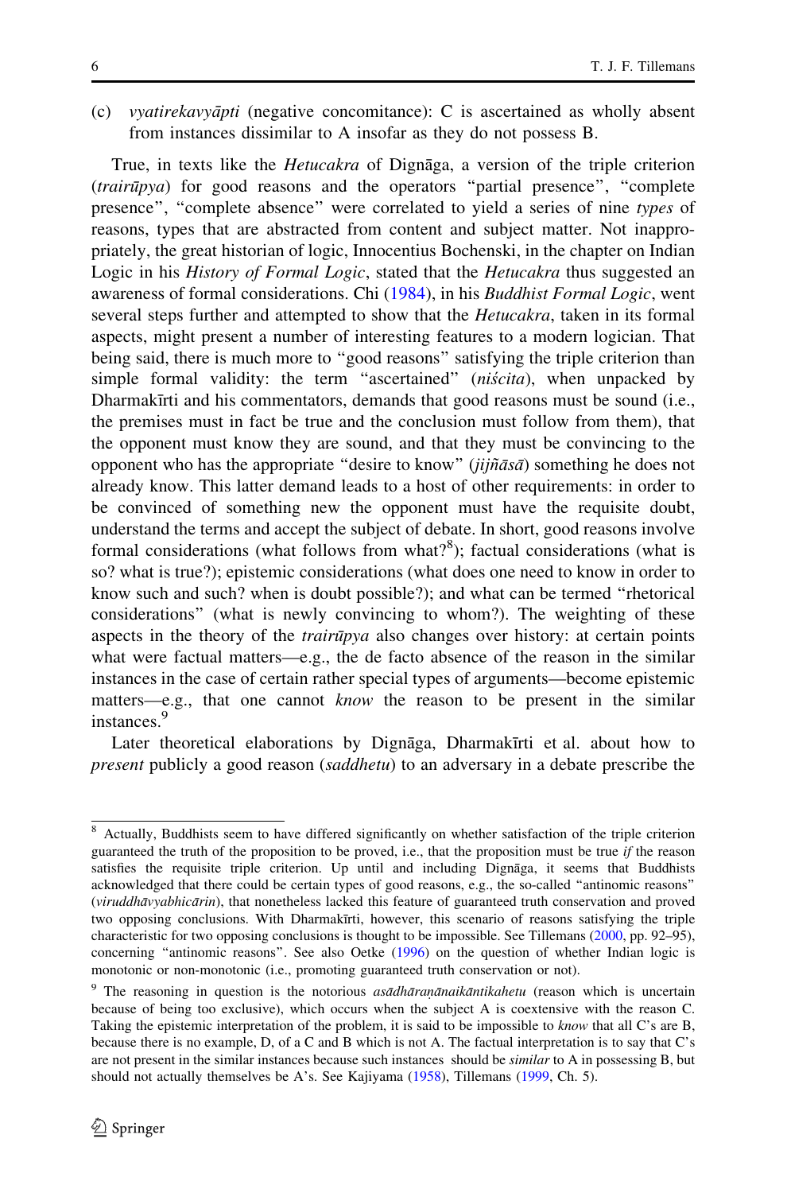(c) *vyatirekavyāpti* (negative concomitance): C is ascertained as wholly absent from instances dissimilar to A insofar as they do not possess B.

True, in texts like the *Hetucakra* of Dignāga, a version of the triple criterion (*trairūpya*) for good reasons and the operators "partial presence", "complete presence", "complete absence" were correlated to yield a series of nine *types* of reasons, types that are abstracted from content and subject matter. Not inappropriately, the great historian of logic, Innocentius Bochenski, in the chapter on Indian Logic in his *History of Formal Logic*, stated that the *Hetucakra* thus suggested an awareness of formal considerations. Chi (1984), in his *Buddhist Formal Logic*, went several steps further and attempted to show that the *Hetucakra*, taken in its formal aspects, might present a number of interesting features to a modern logician. That being said, there is much more to "good reasons" satisfying the triple criterion than simple formal validity: the term "ascertained" (*niścita*), when unpacked by Dharmakīrti and his commentators, demands that good reasons must be sound (i.e., the premises must in fact be true and the conclusion must follow from them), that the opponent must know they are sound, and that they must be convincing to the opponent who has the appropriate "desire to know" (*jijñāsā*) something he does not already know. This latter demand leads to a host of other requirements: in order to be convinced of something new the opponent must have the requisite doubt, understand the terms and accept the subject of debate. In short, good reasons involve formal considerations (what follows from what?[8]); factual considerations (what is so? what is true?); epistemic considerations (what does one need to know in order to know such and such? when is doubt possible?); and what can be termed "rhetorical considerations" (what is newly convincing to whom?). The weighting of these aspects in the theory of the *trairūpya* also changes over history: at certain points what were factual matters—e.g., the de facto absence of the reason in the similar instances in the case of certain rather special types of arguments—become epistemic matters—e.g., that one cannot *know* the reason to be present in the similar instances.[9]

Later theoretical elaborations by Dignāga, Dharmakīrti et al. about how to *present* publicly a good reason (*saddhetu*) to an adversary in a debate prescribe the

---

[8] Actually, Buddhists seem to have differed significantly on whether satisfaction of the triple criterion guaranteed the truth of the proposition to be proved, i.e., that the proposition must be true *if* the reason satisfies the requisite triple criterion. Up until and including Dignāga, it seems that Buddhists acknowledged that there could be certain types of good reasons, e.g., the so-called "antinomic reasons" (*viruddhāvyabhicārin*), that nonetheless lacked this feature of guaranteed truth conservation and proved two opposing conclusions. With Dharmakīrti, however, this scenario of reasons satisfying the triple characteristic for two opposing conclusions is thought to be impossible. See Tillemans (2000, pp. 92–95), concerning "antinomic reasons". See also Oetke (1996) on the question of whether Indian logic is monotonic or non-monotonic (i.e., promoting guaranteed truth conservation or not).

[9] The reasoning in question is the notorious *asādhāraṇānaikāntikahetu* (reason which is uncertain because of being too exclusive), which occurs when the subject A is coextensive with the reason C. Taking the epistemic interpretation of the problem, it is said to be impossible to *know* that all C's are B, because there is no example, D, of a C and B which is not A. The factual interpretation is to say that C's are not present in the similar instances because such instances should be *similar* to A in possessing B, but should not actually themselves be A's. See Kajiyama (1958), Tillemans (1999, Ch. 5).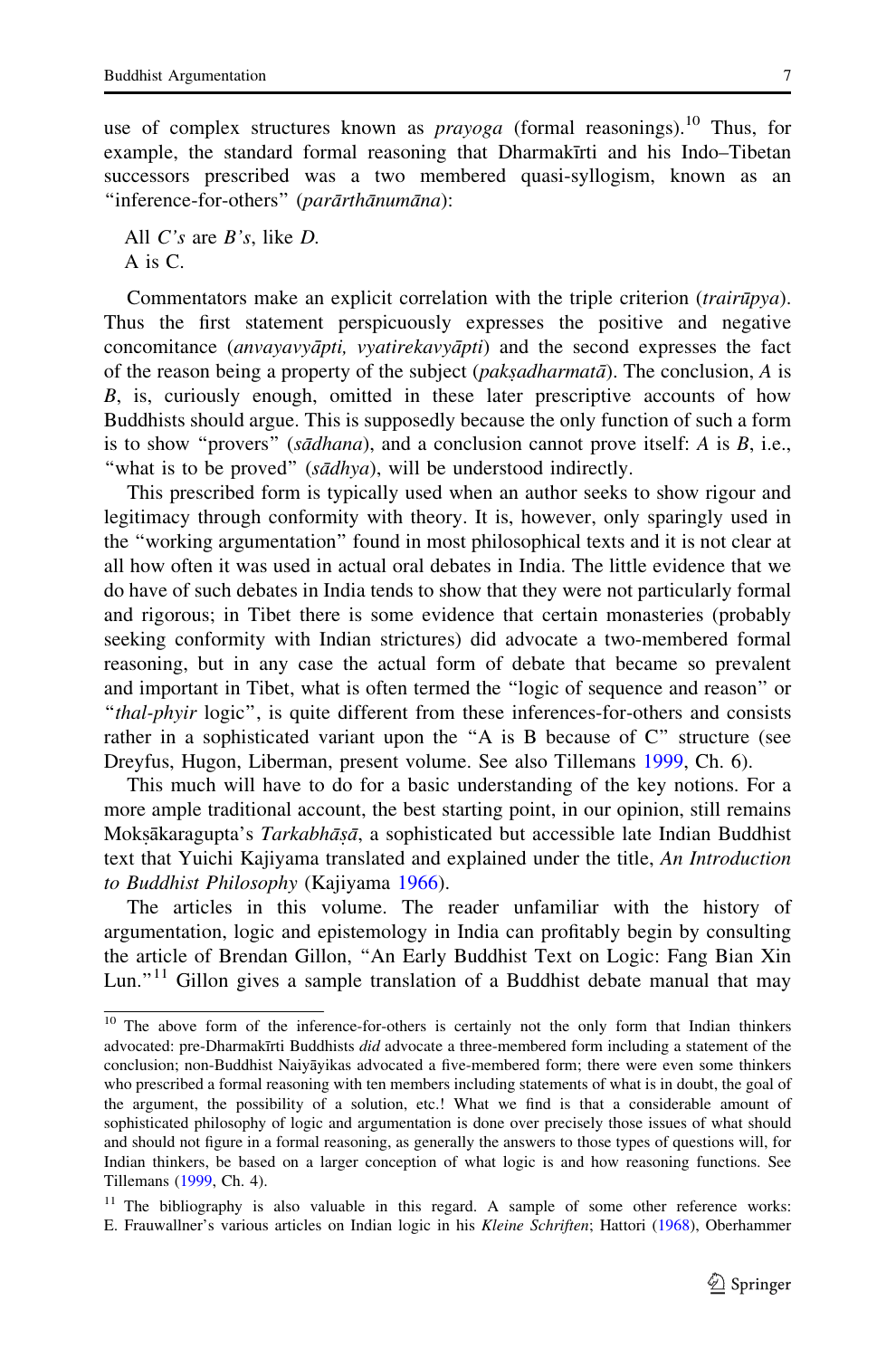use of complex structures known as *prayoga* (formal reasonings).[10] Thus, for example, the standard formal reasoning that Dharmakīrti and his Indo–Tibetan successors prescribed was a two membered quasi-syllogism, known as an "inference-for-others" (*parārthānumāna*):

All *C's* are *B's*, like *D*.
A is C.

Commentators make an explicit correlation with the triple criterion (*trairūpya*). Thus the first statement perspicuously expresses the positive and negative concomitance (*anvayavyāpti, vyatirekavyāpti*) and the second expresses the fact of the reason being a property of the subject (*pakṣadharmatā*). The conclusion, *A* is *B*, is, curiously enough, omitted in these later prescriptive accounts of how Buddhists should argue. This is supposedly because the only function of such a form is to show "provers" (*sādhana*), and a conclusion cannot prove itself: *A* is *B*, i.e., "what is to be proved" (*sādhya*), will be understood indirectly.

This prescribed form is typically used when an author seeks to show rigour and legitimacy through conformity with theory. It is, however, only sparingly used in the "working argumentation" found in most philosophical texts and it is not clear at all how often it was used in actual oral debates in India. The little evidence that we do have of such debates in India tends to show that they were not particularly formal and rigorous; in Tibet there is some evidence that certain monasteries (probably seeking conformity with Indian strictures) did advocate a two-membered formal reasoning, but in any case the actual form of debate that became so prevalent and important in Tibet, what is often termed the "logic of sequence and reason" or "*thal-phyir* logic", is quite different from these inferences-for-others and consists rather in a sophisticated variant upon the "A is B because of C" structure (see Dreyfus, Hugon, Liberman, present volume. See also Tillemans 1999, Ch. 6).

This much will have to do for a basic understanding of the key notions. For a more ample traditional account, the best starting point, in our opinion, still remains Mokṣākaragupta's *Tarkabhāṣā*, a sophisticated but accessible late Indian Buddhist text that Yuichi Kajiyama translated and explained under the title, *An Introduction to Buddhist Philosophy* (Kajiyama 1966).

The articles in this volume. The reader unfamiliar with the history of argumentation, logic and epistemology in India can profitably begin by consulting the article of Brendan Gillon, "An Early Buddhist Text on Logic: Fang Bian Xin Lun."[11] Gillon gives a sample translation of a Buddhist debate manual that may

---

[10] The above form of the inference-for-others is certainly not the only form that Indian thinkers advocated: pre-Dharmakīrti Buddhists *did* advocate a three-membered form including a statement of the conclusion; non-Buddhist Naiyāyikas advocated a five-membered form; there were even some thinkers who prescribed a formal reasoning with ten members including statements of what is in doubt, the goal of the argument, the possibility of a solution, etc.! What we find is that a considerable amount of sophisticated philosophy of logic and argumentation is done over precisely those issues of what should and should not figure in a formal reasoning, as generally the answers to those types of questions will, for Indian thinkers, be based on a larger conception of what logic is and how reasoning functions. See Tillemans (1999, Ch. 4).

[11] The bibliography is also valuable in this regard. A sample of some other reference works: E. Frauwallner's various articles on Indian logic in his *Kleine Schriften*; Hattori (1968), Oberhammer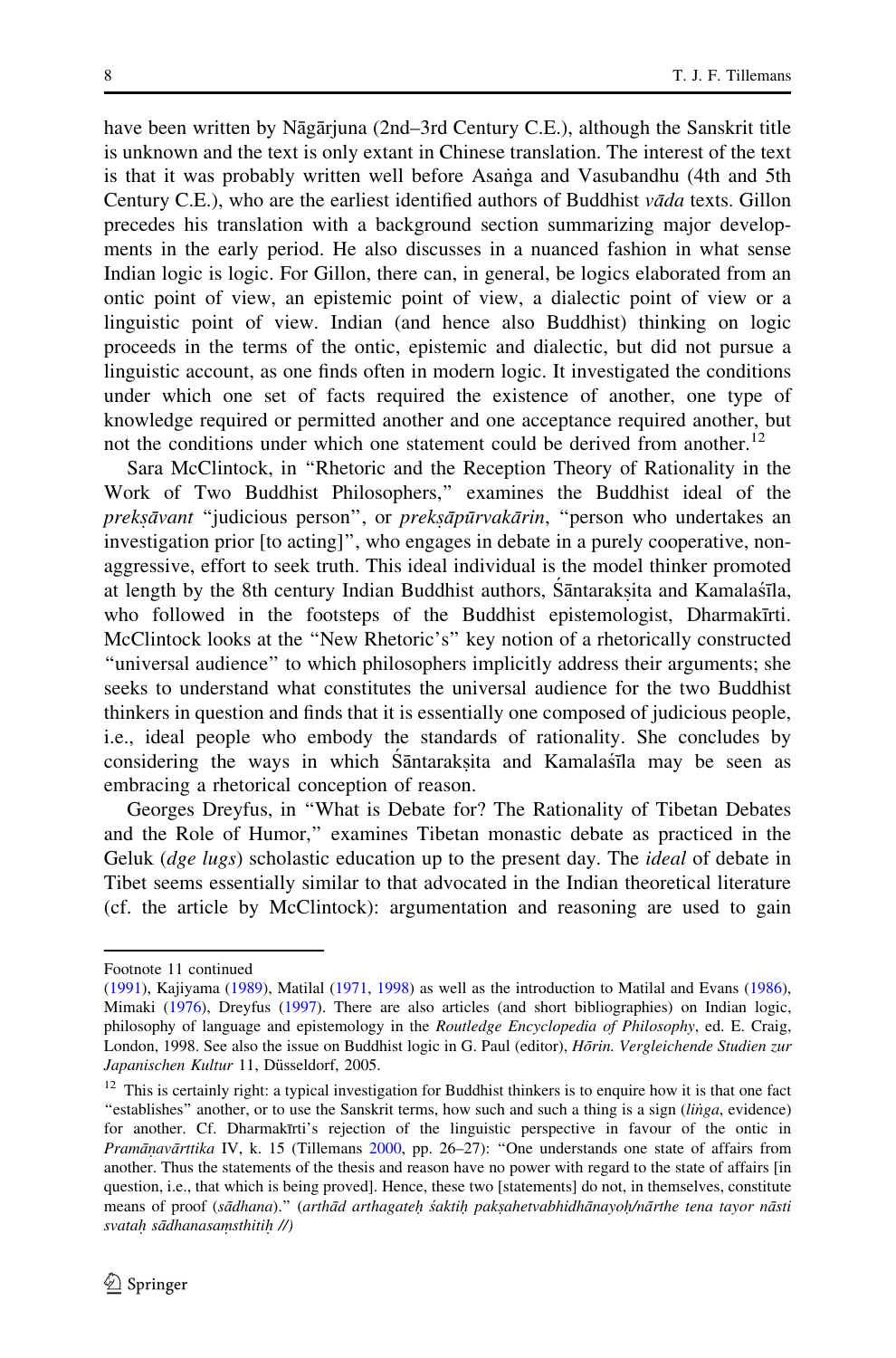have been written by Nāgārjuna (2nd–3rd Century C.E.), although the Sanskrit title is unknown and the text is only extant in Chinese translation. The interest of the text is that it was probably written well before Asaṅga and Vasubandhu (4th and 5th Century C.E.), who are the earliest identified authors of Buddhist *vāda* texts. Gillon precedes his translation with a background section summarizing major developments in the early period. He also discusses in a nuanced fashion in what sense Indian logic is logic. For Gillon, there can, in general, be logics elaborated from an ontic point of view, an epistemic point of view, a dialectic point of view or a linguistic point of view. Indian (and hence also Buddhist) thinking on logic proceeds in the terms of the ontic, epistemic and dialectic, but did not pursue a linguistic account, as one finds often in modern logic. It investigated the conditions under which one set of facts required the existence of another, one type of knowledge required or permitted another and one acceptance required another, but not the conditions under which one statement could be derived from another.[12]

Sara McClintock, in "Rhetoric and the Reception Theory of Rationality in the Work of Two Buddhist Philosophers," examines the Buddhist ideal of the *prekṣāvant* "judicious person", or *prekṣāpūrvakārin*, "person who undertakes an investigation prior [to acting]", who engages in debate in a purely cooperative, non-aggressive, effort to seek truth. This ideal individual is the model thinker promoted at length by the 8th century Indian Buddhist authors, Śāntarakṣita and Kamalaśīla, who followed in the footsteps of the Buddhist epistemologist, Dharmakīrti. McClintock looks at the "New Rhetoric's" key notion of a rhetorically constructed "universal audience" to which philosophers implicitly address their arguments; she seeks to understand what constitutes the universal audience for the two Buddhist thinkers in question and finds that it is essentially one composed of judicious people, i.e., ideal people who embody the standards of rationality. She concludes by considering the ways in which Śāntarakṣita and Kamalaśīla may be seen as embracing a rhetorical conception of reason.

Georges Dreyfus, in "What is Debate for? The Rationality of Tibetan Debates and the Role of Humor," examines Tibetan monastic debate as practiced in the Geluk (*dge lugs*) scholastic education up to the present day. The *ideal* of debate in Tibet seems essentially similar to that advocated in the Indian theoretical literature (cf. the article by McClintock): argumentation and reasoning are used to gain

---

Footnote 11 continued
(1991), Kajiyama (1989), Matilal (1971, 1998) as well as the introduction to Matilal and Evans (1986), Mimaki (1976), Dreyfus (1997). There are also articles (and short bibliographies) on Indian logic, philosophy of language and epistemology in the *Routledge Encyclopedia of Philosophy*, ed. E. Craig, London, 1998. See also the issue on Buddhist logic in G. Paul (editor), *Hōrin. Vergleichende Studien zur Japanischen Kultur* 11, Düsseldorf, 2005.

[12] This is certainly right: a typical investigation for Buddhist thinkers is to enquire how it is that one fact "establishes" another, or to use the Sanskrit terms, how such and such a thing is a sign (*liṅga*, evidence) for another. Cf. Dharmakīrti's rejection of the linguistic perspective in favour of the ontic in *Pramāṇavārttika* IV, k. 15 (Tillemans 2000, pp. 26–27): "One understands one state of affairs from another. Thus the statements of the thesis and reason have no power with regard to the state of affairs [in question, i.e., that which is being proved]. Hence, these two [statements] do not, in themselves, constitute means of proof (*sādhana*)." (*arthād arthagateḥ śaktiḥ pakṣahetvabhidhānayoḥ/nārthe tena tayor nāsti svataḥ sādhanasaṃsthitiḥ //*)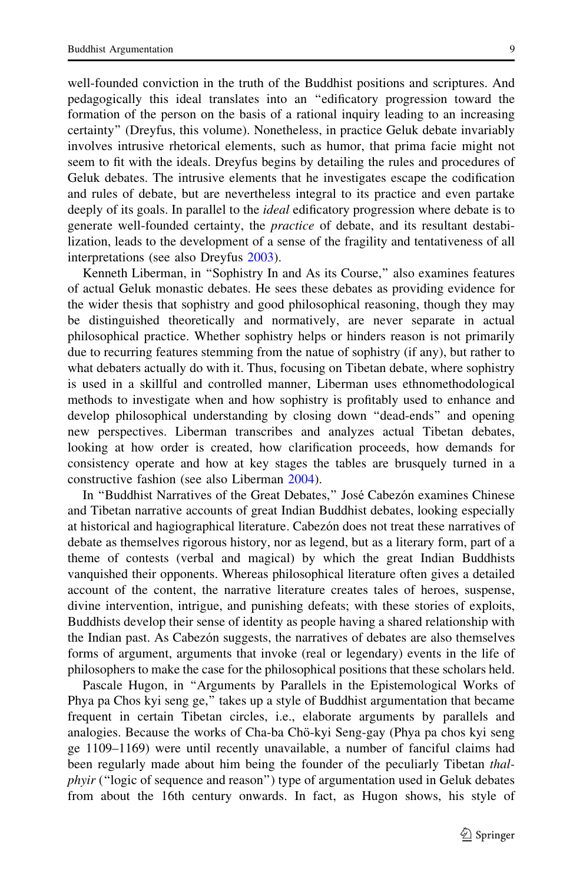well-founded conviction in the truth of the Buddhist positions and scriptures. And pedagogically this ideal translates into an "edificatory progression toward the formation of the person on the basis of a rational inquiry leading to an increasing certainty" (Dreyfus, this volume). Nonetheless, in practice Geluk debate invariably involves intrusive rhetorical elements, such as humor, that prima facie might not seem to fit with the ideals. Dreyfus begins by detailing the rules and procedures of Geluk debates. The intrusive elements that he investigates escape the codification and rules of debate, but are nevertheless integral to its practice and even partake deeply of its goals. In parallel to the *ideal* edificatory progression where debate is to generate well-founded certainty, the *practice* of debate, and its resultant destabilization, leads to the development of a sense of the fragility and tentativeness of all interpretations (see also Dreyfus 2003).

Kenneth Liberman, in "Sophistry In and As its Course," also examines features of actual Geluk monastic debates. He sees these debates as providing evidence for the wider thesis that sophistry and good philosophical reasoning, though they may be distinguished theoretically and normatively, are never separate in actual philosophical practice. Whether sophistry helps or hinders reason is not primarily due to recurring features stemming from the natue of sophistry (if any), but rather to what debaters actually do with it. Thus, focusing on Tibetan debate, where sophistry is used in a skillful and controlled manner, Liberman uses ethnomethodological methods to investigate when and how sophistry is profitably used to enhance and develop philosophical understanding by closing down "dead-ends" and opening new perspectives. Liberman transcribes and analyzes actual Tibetan debates, looking at how order is created, how clarification proceeds, how demands for consistency operate and how at key stages the tables are brusquely turned in a constructive fashion (see also Liberman 2004).

In "Buddhist Narratives of the Great Debates," José Cabezón examines Chinese and Tibetan narrative accounts of great Indian Buddhist debates, looking especially at historical and hagiographical literature. Cabezón does not treat these narratives of debate as themselves rigorous history, nor as legend, but as a literary form, part of a theme of contests (verbal and magical) by which the great Indian Buddhists vanquished their opponents. Whereas philosophical literature often gives a detailed account of the content, the narrative literature creates tales of heroes, suspense, divine intervention, intrigue, and punishing defeats; with these stories of exploits, Buddhists develop their sense of identity as people having a shared relationship with the Indian past. As Cabezón suggests, the narratives of debates are also themselves forms of argument, arguments that invoke (real or legendary) events in the life of philosophers to make the case for the philosophical positions that these scholars held.

Pascale Hugon, in "Arguments by Parallels in the Epistemological Works of Phya pa Chos kyi seng ge," takes up a style of Buddhist argumentation that became frequent in certain Tibetan circles, i.e., elaborate arguments by parallels and analogies. Because the works of Cha-ba Chö-kyi Seng-gay (Phya pa chos kyi seng ge 1109–1169) were until recently unavailable, a number of fanciful claims had been regularly made about him being the founder of the peculiarly Tibetan *thal-phyir* ("logic of sequence and reason") type of argumentation used in Geluk debates from about the 16th century onwards. In fact, as Hugon shows, his style of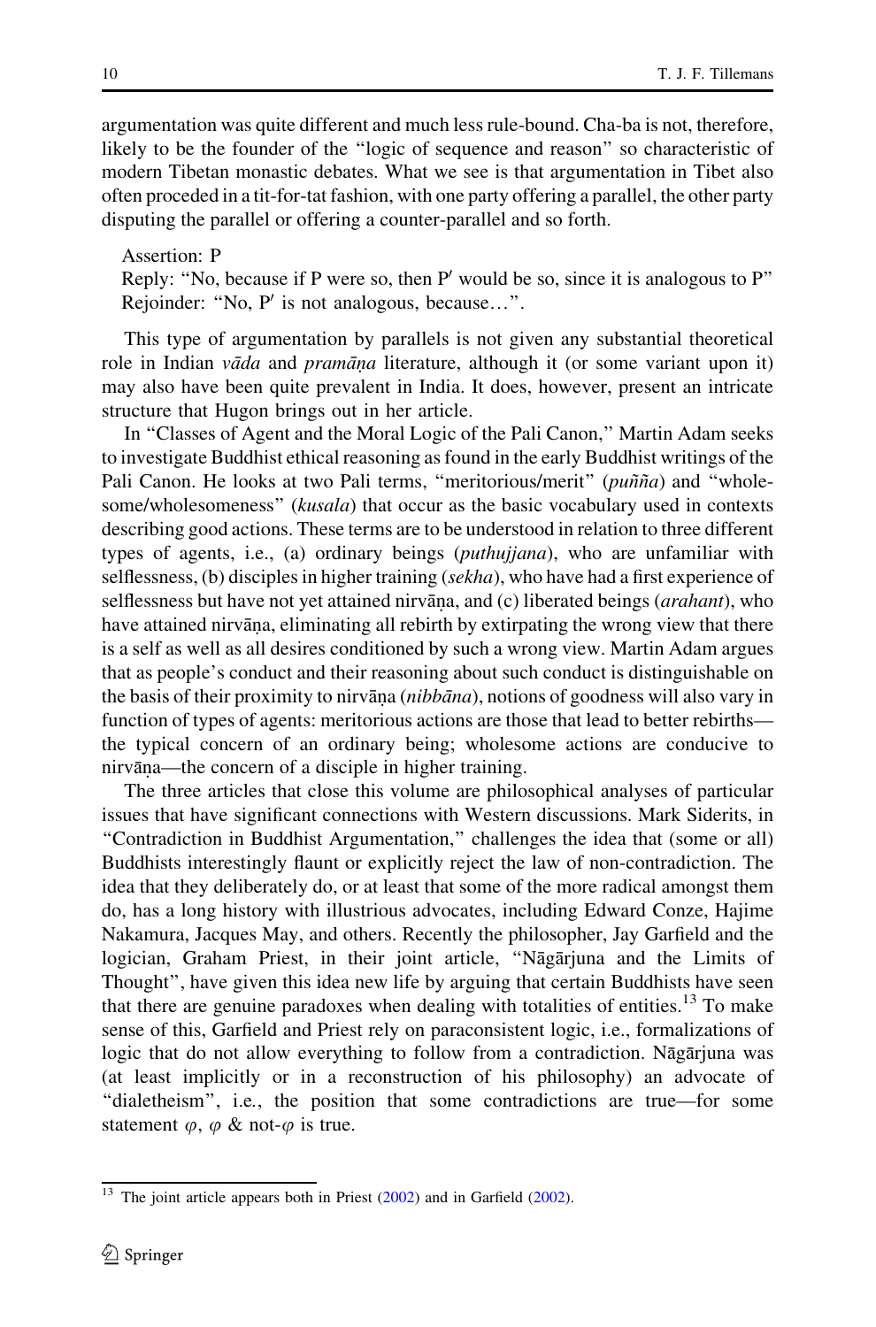argumentation was quite different and much less rule-bound. Cha-ba is not, therefore, likely to be the founder of the "logic of sequence and reason" so characteristic of modern Tibetan monastic debates. What we see is that argumentation in Tibet also often proceeded in a tit-for-tat fashion, with one party offering a parallel, the other party disputing the parallel or offering a counter-parallel and so forth.

> Assertion: P
> Reply: "No, because if P were so, then P′ would be so, since it is analogous to P"
> Rejoinder: "No, P′ is not analogous, because…".

This type of argumentation by parallels is not given any substantial theoretical role in Indian *vāda* and *pramāṇa* literature, although it (or some variant upon it) may also have been quite prevalent in India. It does, however, present an intricate structure that Hugon brings out in her article.

In "Classes of Agent and the Moral Logic of the Pali Canon," Martin Adam seeks to investigate Buddhist ethical reasoning as found in the early Buddhist writings of the Pali Canon. He looks at two Pali terms, "meritorious/merit" (*puñña*) and "wholesome/wholesomeness" (*kusala*) that occur as the basic vocabulary used in contexts describing good actions. These terms are to be understood in relation to three different types of agents, i.e., (a) ordinary beings (*puthujjana*), who are unfamiliar with selflessness, (b) disciples in higher training (*sekha*), who have had a first experience of selflessness but have not yet attained nirvāṇa, and (c) liberated beings (*arahant*), who have attained nirvāṇa, eliminating all rebirth by extirpating the wrong view that there is a self as well as all desires conditioned by such a wrong view. Martin Adam argues that as people's conduct and their reasoning about such conduct is distinguishable on the basis of their proximity to nirvāṇa (*nibbāna*), notions of goodness will also vary in function of types of agents: meritorious actions are those that lead to better rebirths—the typical concern of an ordinary being; wholesome actions are conducive to nirvāṇa—the concern of a disciple in higher training.

The three articles that close this volume are philosophical analyses of particular issues that have significant connections with Western discussions. Mark Siderits, in "Contradiction in Buddhist Argumentation," challenges the idea that (some or all) Buddhists interestingly flaunt or explicitly reject the law of non-contradiction. The idea that they deliberately do, or at least that some of the more radical amongst them do, has a long history with illustrious advocates, including Edward Conze, Hajime Nakamura, Jacques May, and others. Recently the philosopher, Jay Garfield and the logician, Graham Priest, in their joint article, "Nāgārjuna and the Limits of Thought", have given this idea new life by arguing that certain Buddhists have seen that there are genuine paradoxes when dealing with totalities of entities.[13] To make sense of this, Garfield and Priest rely on paraconsistent logic, i.e., formalizations of logic that do not allow everything to follow from a contradiction. Nāgārjuna was (at least implicitly or in a reconstruction of his philosophy) an advocate of "dialetheism", i.e., the position that some contradictions are true—for some statement $\varphi$, $\varphi$ & not-$\varphi$ is true.

[13] The joint article appears both in Priest (2002) and in Garfield (2002).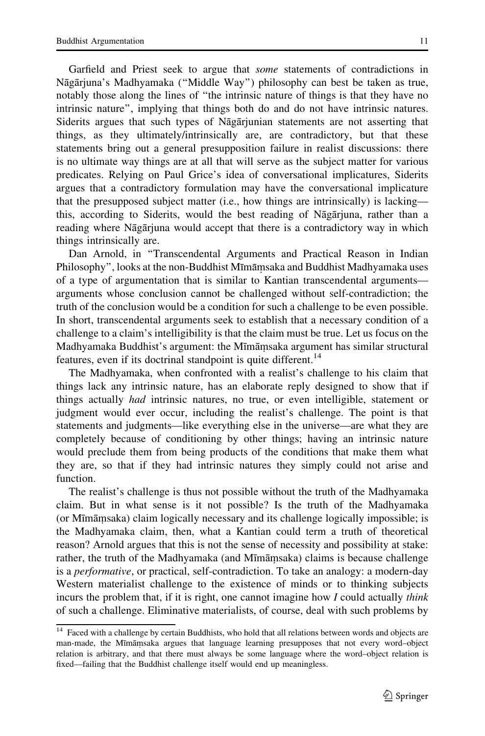Garfield and Priest seek to argue that *some* statements of contradictions in Nāgārjuna's Madhyamaka ("Middle Way") philosophy can best be taken as true, notably those along the lines of "the intrinsic nature of things is that they have no intrinsic nature", implying that things both do and do not have intrinsic natures. Siderits argues that such types of Nāgārjunian statements are not asserting that things, as they ultimately/intrinsically are, are contradictory, but that these statements bring out a general presupposition failure in realist discussions: there is no ultimate way things are at all that will serve as the subject matter for various predicates. Relying on Paul Grice's idea of conversational implicatures, Siderits argues that a contradictory formulation may have the conversational implicature that the presupposed subject matter (i.e., how things are intrinsically) is lacking—this, according to Siderits, would the best reading of Nāgārjuna, rather than a reading where Nāgārjuna would accept that there is a contradictory way in which things intrinsically are.

Dan Arnold, in "Transcendental Arguments and Practical Reason in Indian Philosophy", looks at the non-Buddhist Mīmāṃsaka and Buddhist Madhyamaka uses of a type of argumentation that is similar to Kantian transcendental arguments—arguments whose conclusion cannot be challenged without self-contradiction; the truth of the conclusion would be a condition for such a challenge to be even possible. In short, transcendental arguments seek to establish that a necessary condition of a challenge to a claim's intelligibility is that the claim must be true. Let us focus on the Madhyamaka Buddhist's argument: the Mīmāṃsaka argument has similar structural features, even if its doctrinal standpoint is quite different.[14]

The Madhyamaka, when confronted with a realist's challenge to his claim that things lack any intrinsic nature, has an elaborate reply designed to show that if things actually *had* intrinsic natures, no true, or even intelligible, statement or judgment would ever occur, including the realist's challenge. The point is that statements and judgments—like everything else in the universe—are what they are completely because of conditioning by other things; having an intrinsic nature would preclude them from being products of the conditions that make them what they are, so that if they had intrinsic natures they simply could not arise and function.

The realist's challenge is thus not possible without the truth of the Madhyamaka claim. But in what sense is it not possible? Is the truth of the Madhyamaka (or Mīmāṃsaka) claim logically necessary and its challenge logically impossible; is the Madhyamaka claim, then, what a Kantian could term a truth of theoretical reason? Arnold argues that this is not the sense of necessity and possibility at stake: rather, the truth of the Madhyamaka (and Mīmāṃsaka) claims is because challenge is a *performative*, or practical, self-contradiction. To take an analogy: a modern-day Western materialist challenge to the existence of minds or to thinking subjects incurs the problem that, if it is right, one cannot imagine how *I* could actually *think* of such a challenge. Eliminative materialists, of course, deal with such problems by

[14] Faced with a challenge by certain Buddhists, who hold that all relations between words and objects are man-made, the Mīmāṃsaka argues that language learning presupposes that not every word–object relation is arbitrary, and that there must always be some language where the word–object relation is fixed—failing that the Buddhist challenge itself would end up meaningless.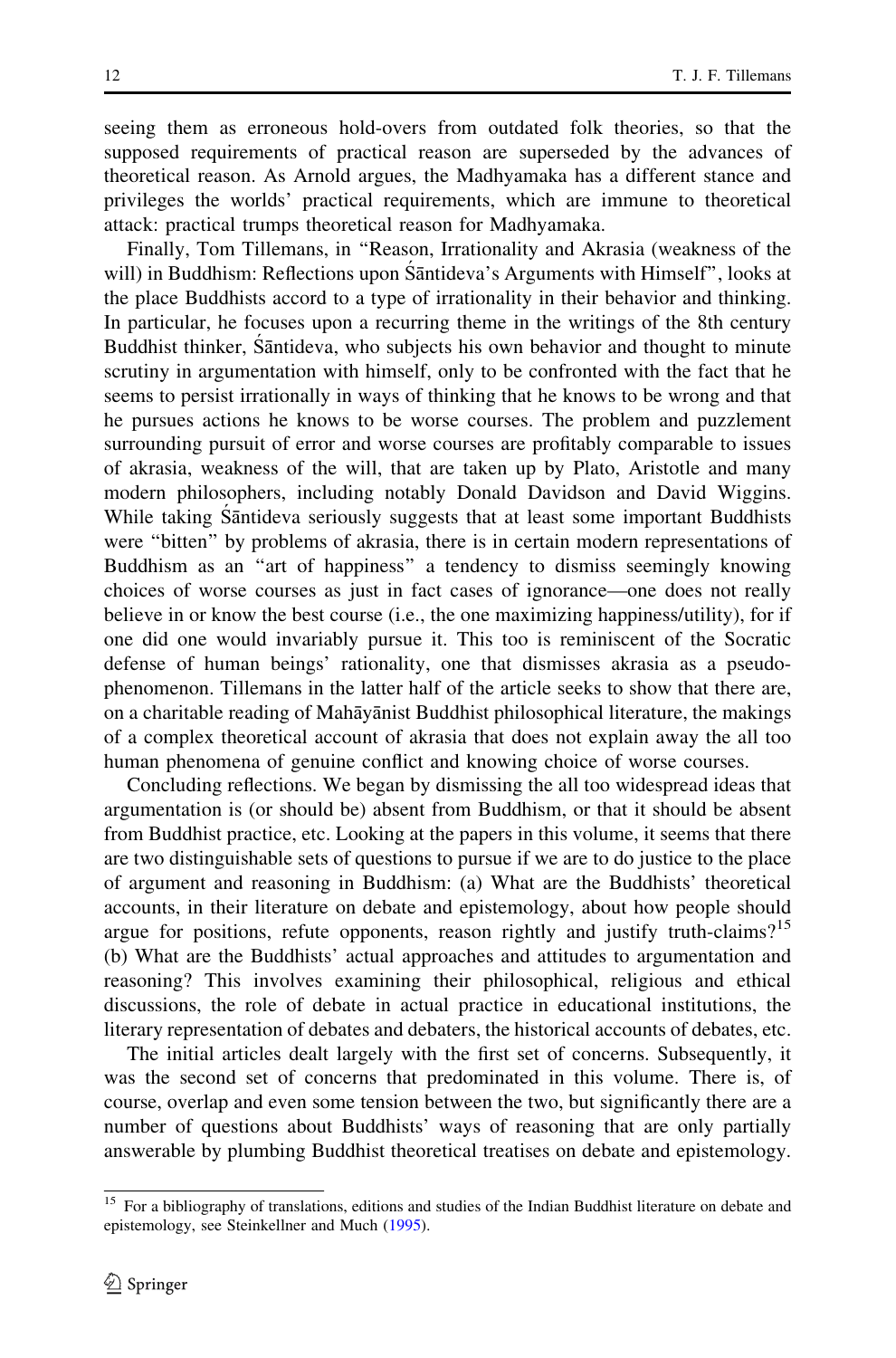seeing them as erroneous hold-overs from outdated folk theories, so that the supposed requirements of practical reason are superseded by the advances of theoretical reason. As Arnold argues, the Madhyamaka has a different stance and privileges the worlds' practical requirements, which are immune to theoretical attack: practical trumps theoretical reason for Madhyamaka.

Finally, Tom Tillemans, in "Reason, Irrationality and Akrasia (weakness of the will) in Buddhism: Reflections upon Śāntideva's Arguments with Himself", looks at the place Buddhists accord to a type of irrationality in their behavior and thinking. In particular, he focuses upon a recurring theme in the writings of the 8th century Buddhist thinker, Śāntideva, who subjects his own behavior and thought to minute scrutiny in argumentation with himself, only to be confronted with the fact that he seems to persist irrationally in ways of thinking that he knows to be wrong and that he pursues actions he knows to be worse courses. The problem and puzzlement surrounding pursuit of error and worse courses are profitably comparable to issues of akrasia, weakness of the will, that are taken up by Plato, Aristotle and many modern philosophers, including notably Donald Davidson and David Wiggins. While taking Śāntideva seriously suggests that at least some important Buddhists were "bitten" by problems of akrasia, there is in certain modern representations of Buddhism as an "art of happiness" a tendency to dismiss seemingly knowing choices of worse courses as just in fact cases of ignorance—one does not really believe in or know the best course (i.e., the one maximizing happiness/utility), for if one did one would invariably pursue it. This too is reminiscent of the Socratic defense of human beings' rationality, one that dismisses akrasia as a pseudo-phenomenon. Tillemans in the latter half of the article seeks to show that there are, on a charitable reading of Mahāyānist Buddhist philosophical literature, the makings of a complex theoretical account of akrasia that does not explain away the all too human phenomena of genuine conflict and knowing choice of worse courses.

Concluding reflections. We began by dismissing the all too widespread ideas that argumentation is (or should be) absent from Buddhism, or that it should be absent from Buddhist practice, etc. Looking at the papers in this volume, it seems that there are two distinguishable sets of questions to pursue if we are to do justice to the place of argument and reasoning in Buddhism: (a) What are the Buddhists' theoretical accounts, in their literature on debate and epistemology, about how people should argue for positions, refute opponents, reason rightly and justify truth-claims?[15] (b) What are the Buddhists' actual approaches and attitudes to argumentation and reasoning? This involves examining their philosophical, religious and ethical discussions, the role of debate in actual practice in educational institutions, the literary representation of debates and debaters, the historical accounts of debates, etc.

The initial articles dealt largely with the first set of concerns. Subsequently, it was the second set of concerns that predominated in this volume. There is, of course, overlap and even some tension between the two, but significantly there are a number of questions about Buddhists' ways of reasoning that are only partially answerable by plumbing Buddhist theoretical treatises on debate and epistemology.

[15] For a bibliography of translations, editions and studies of the Indian Buddhist literature on debate and epistemology, see Steinkellner and Much (1995).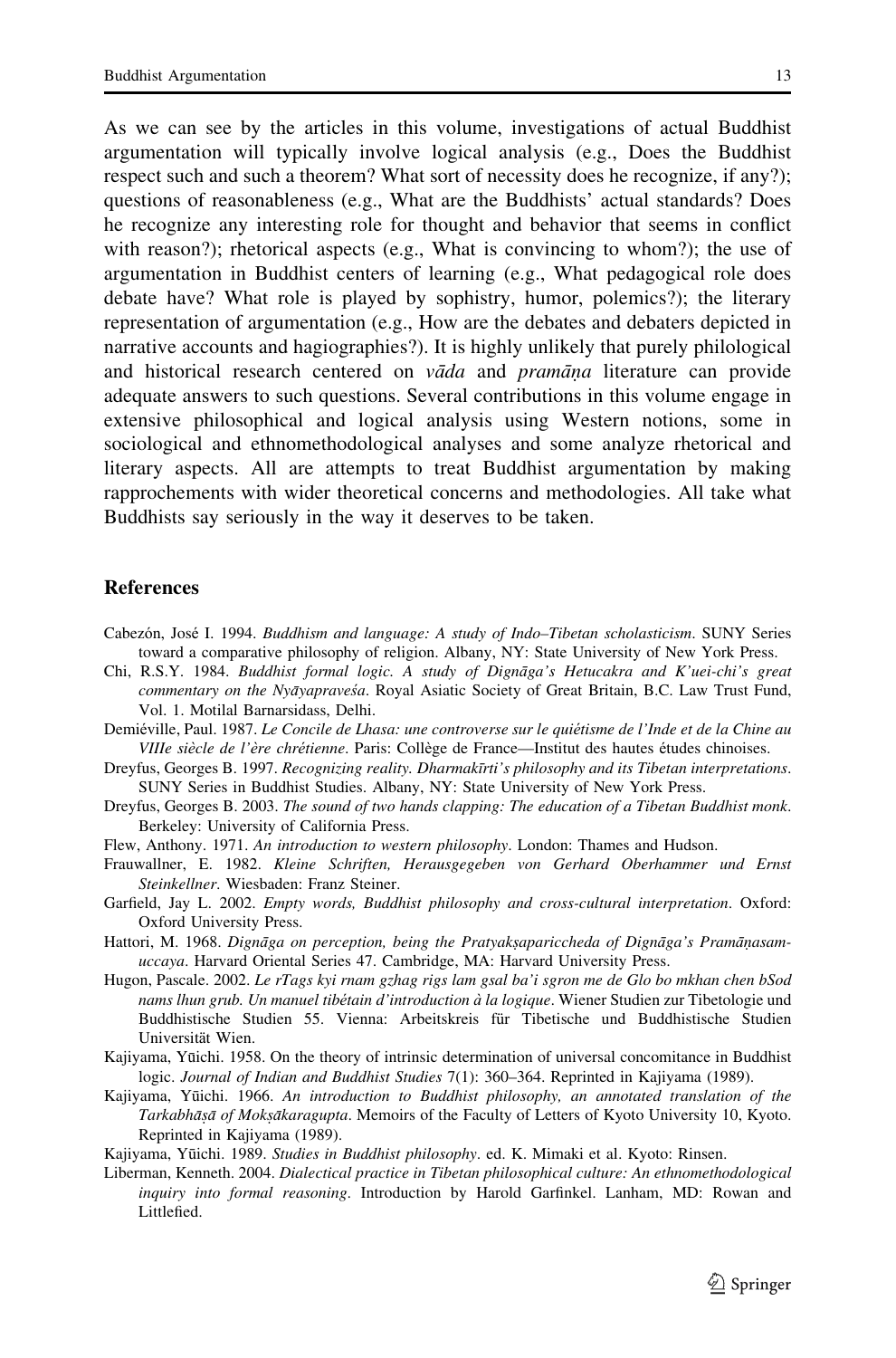As we can see by the articles in this volume, investigations of actual Buddhist argumentation will typically involve logical analysis (e.g., Does the Buddhist respect such and such a theorem? What sort of necessity does he recognize, if any?); questions of reasonableness (e.g., What are the Buddhists' actual standards? Does he recognize any interesting role for thought and behavior that seems in conflict with reason?); rhetorical aspects (e.g., What is convincing to whom?); the use of argumentation in Buddhist centers of learning (e.g., What pedagogical role does debate have? What role is played by sophistry, humor, polemics?); the literary representation of argumentation (e.g., How are the debates and debaters depicted in narrative accounts and hagiographies?). It is highly unlikely that purely philological and historical research centered on *vāda* and *pramāṇa* literature can provide adequate answers to such questions. Several contributions in this volume engage in extensive philosophical and logical analysis using Western notions, some in sociological and ethnomethodological analyses and some analyze rhetorical and literary aspects. All are attempts to treat Buddhist argumentation by making rapprochements with wider theoretical concerns and methodologies. All take what Buddhists say seriously in the way it deserves to be taken.

## References

Cabezón, José I. 1994. *Buddhism and language: A study of Indo–Tibetan scholasticism*. SUNY Series toward a comparative philosophy of religion. Albany, NY: State University of New York Press.

Chi, R.S.Y. 1984. *Buddhist formal logic. A study of Dignāga's Hetucakra and K'uei-chi's great commentary on the Nyāyapraveśa*. Royal Asiatic Society of Great Britain, B.C. Law Trust Fund, Vol. 1. Motilal Barnarsidass, Delhi.

Demiéville, Paul. 1987. *Le Concile de Lhasa: une controverse sur le quiétisme de l'Inde et de la Chine au VIIIe siècle de l'ère chrétienne*. Paris: Collège de France—Institut des hautes études chinoises.

Dreyfus, Georges B. 1997. *Recognizing reality. Dharmakīrti's philosophy and its Tibetan interpretations*. SUNY Series in Buddhist Studies. Albany, NY: State University of New York Press.

Dreyfus, Georges B. 2003. *The sound of two hands clapping: The education of a Tibetan Buddhist monk*. Berkeley: University of California Press.

Flew, Anthony. 1971. *An introduction to western philosophy*. London: Thames and Hudson.

Frauwallner, E. 1982. *Kleine Schriften, Herausgegeben von Gerhard Oberhammer und Ernst Steinkellner*. Wiesbaden: Franz Steiner.

Garfield, Jay L. 2002. *Empty words, Buddhist philosophy and cross-cultural interpretation*. Oxford: Oxford University Press.

Hattori, M. 1968. *Dignāga on perception, being the Pratyakṣapariccheda of Dignāga's Pramāṇasamuccaya*. Harvard Oriental Series 47. Cambridge, MA: Harvard University Press.

Hugon, Pascale. 2002. *Le rTags kyi rnam gzhag rigs lam gsal ba'i sgron me de Glo bo mkhan chen bSod nams lhun grub. Un manuel tibétain d'introduction à la logique*. Wiener Studien zur Tibetologie und Buddhistische Studien 55. Vienna: Arbeitskreis für Tibetische und Buddhistische Studien Universität Wien.

Kajiyama, Yūichi. 1958. On the theory of intrinsic determination of universal concomitance in Buddhist logic. *Journal of Indian and Buddhist Studies* 7(1): 360–364. Reprinted in Kajiyama (1989).

Kajiyama, Yūichi. 1966. *An introduction to Buddhist philosophy, an annotated translation of the Tarkabhāṣā of Mokṣākaragupta*. Memoirs of the Faculty of Letters of Kyoto University 10, Kyoto. Reprinted in Kajiyama (1989).

Kajiyama, Yūichi. 1989. *Studies in Buddhist philosophy*. ed. K. Mimaki et al. Kyoto: Rinsen.

Liberman, Kenneth. 2004. *Dialectical practice in Tibetan philosophical culture: An ethnomethodological inquiry into formal reasoning*. Introduction by Harold Garfinkel. Lanham, MD: Rowan and Littlefied.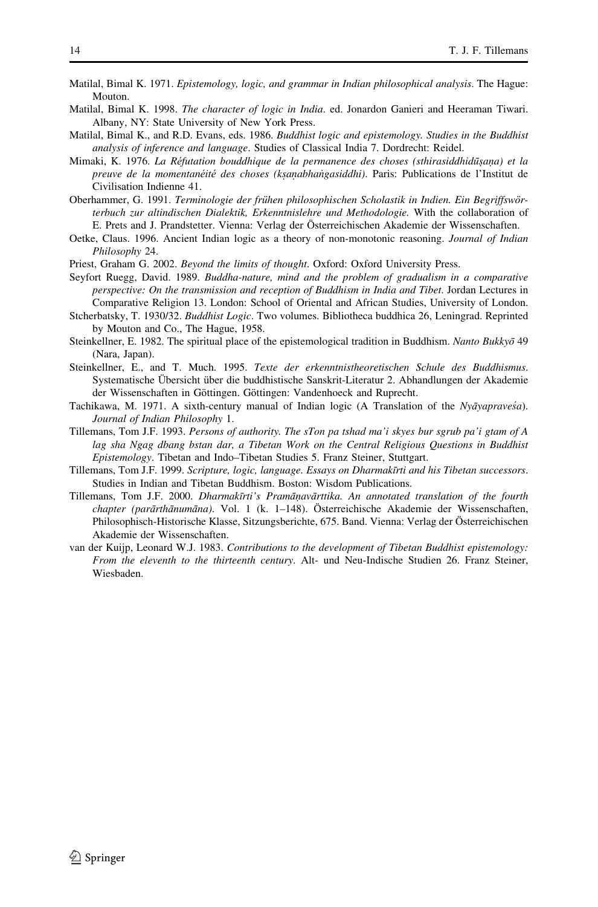Matilal, Bimal K. 1971. *Epistemology, logic, and grammar in Indian philosophical analysis*. The Hague: Mouton.

Matilal, Bimal K. 1998. *The character of logic in India*. ed. Jonardon Ganieri and Heeraman Tiwari. Albany, NY: State University of New York Press.

Matilal, Bimal K., and R.D. Evans, eds. 1986. *Buddhist logic and epistemology. Studies in the Buddhist analysis of inference and language*. Studies of Classical India 7. Dordrecht: Reidel.

Mimaki, K. 1976. *La Réfutation bouddhique de la permanence des choses (sthirasiddhidūṣaṇa) et la preuve de la momentanéité des choses (kṣaṇabhaṅgasiddhi)*. Paris: Publications de l'Institut de Civilisation Indienne 41.

Oberhammer, G. 1991. *Terminologie der frühen philosophischen Scholastik in Indien. Ein Begriffswörterbuch zur altindischen Dialektik, Erkenntnislehre und Methodologie.* With the collaboration of E. Prets and J. Prandstetter. Vienna: Verlag der Österreichischen Akademie der Wissenschaften.

Oetke, Claus. 1996. Ancient Indian logic as a theory of non-monotonic reasoning. *Journal of Indian Philosophy* 24.

Priest, Graham G. 2002. *Beyond the limits of thought*. Oxford: Oxford University Press.

Seyfort Ruegg, David. 1989. *Buddha-nature, mind and the problem of gradualism in a comparative perspective: On the transmission and reception of Buddhism in India and Tibet*. Jordan Lectures in Comparative Religion 13. London: School of Oriental and African Studies, University of London.

Stcherbatsky, T. 1930/32. *Buddhist Logic*. Two volumes. Bibliotheca buddhica 26, Leningrad. Reprinted by Mouton and Co., The Hague, 1958.

Steinkellner, E. 1982. The spiritual place of the epistemological tradition in Buddhism. *Nanto Bukkyō* 49 (Nara, Japan).

Steinkellner, E., and T. Much. 1995. *Texte der erkenntnistheoretischen Schule des Buddhismus*. Systematische Übersicht über die buddhistische Sanskrit-Literatur 2. Abhandlungen der Akademie der Wissenschaften in Göttingen. Göttingen: Vandenhoeck and Ruprecht.

Tachikawa, M. 1971. A sixth-century manual of Indian logic (A Translation of the *Nyāyapraveśa*). *Journal of Indian Philosophy* 1.

Tillemans, Tom J.F. 1993. *Persons of authority. The sTon pa tshad ma'i skyes bur sgrub pa'i gtam of A lag sha Ngag dbang bstan dar, a Tibetan Work on the Central Religious Questions in Buddhist Epistemology*. Tibetan and Indo–Tibetan Studies 5. Franz Steiner, Stuttgart.

Tillemans, Tom J.F. 1999. *Scripture, logic, language. Essays on Dharmakīrti and his Tibetan successors*. Studies in Indian and Tibetan Buddhism. Boston: Wisdom Publications.

Tillemans, Tom J.F. 2000. *Dharmakīrti's Pramāṇavārttika. An annotated translation of the fourth chapter (parārthānumāna)*. Vol. 1 (k. 1–148). Österreichische Akademie der Wissenschaften, Philosophisch-Historische Klasse, Sitzungsberichte, 675. Band. Vienna: Verlag der Österreichischen Akademie der Wissenschaften.

van der Kuijp, Leonard W.J. 1983. *Contributions to the development of Tibetan Buddhist epistemology: From the eleventh to the thirteenth century*. Alt- und Neu-Indische Studien 26. Franz Steiner, Wiesbaden.